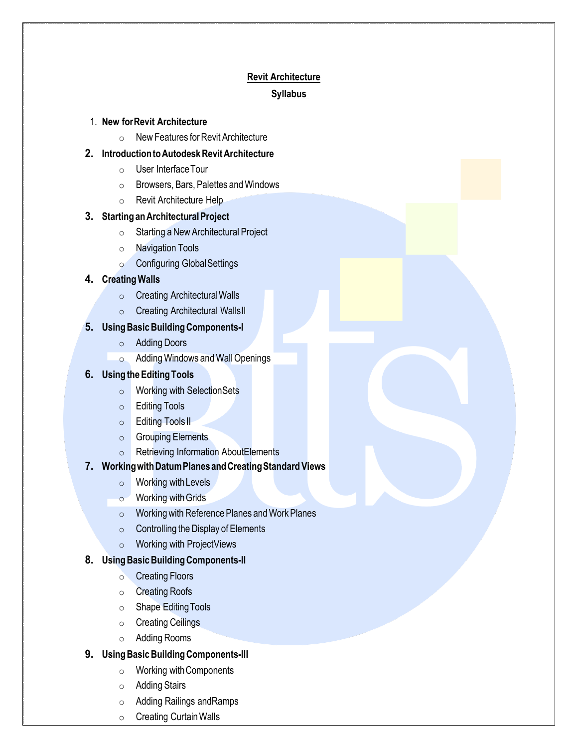**Revit Architecture**

**Syllabus**

1. **New for Revit Architecture**
   - New Features for Revit Architecture
2. **Introduction to Autodesk Revit Architecture**
   - User Interface Tour
   - Browsers, Bars, Palettes and Windows
   - Revit Architecture Help
3. **Starting an Architectural Project**
   - Starting a New Architectural Project
   - Navigation Tools
   - Configuring Global Settings
4. **Creating Walls**
   - Creating Architectural Walls
   - Creating Architectural Walls II
5. **Using Basic Building Components-I**
   - Adding Doors
   - Adding Windows and Wall Openings
6. **Using the Editing Tools**
   - Working with Selection Sets
   - Editing Tools
   - Editing Tools II
   - Grouping Elements
   - Retrieving Information About Elements
7. **Working with Datum Planes and Creating Standard Views**
   - Working with Levels
   - Working with Grids
   - Working with Reference Planes and Work Planes
   - Controlling the Display of Elements
   - Working with Project Views
8. **Using Basic Building Components-II**
   - Creating Floors
   - Creating Roofs
   - Shape Editing Tools
   - Creating Ceilings
   - Adding Rooms
9. **Using Basic Building Components-III**
   - Working with Components
   - Adding Stairs
   - Adding Railings and Ramps
   - Creating Curtain Walls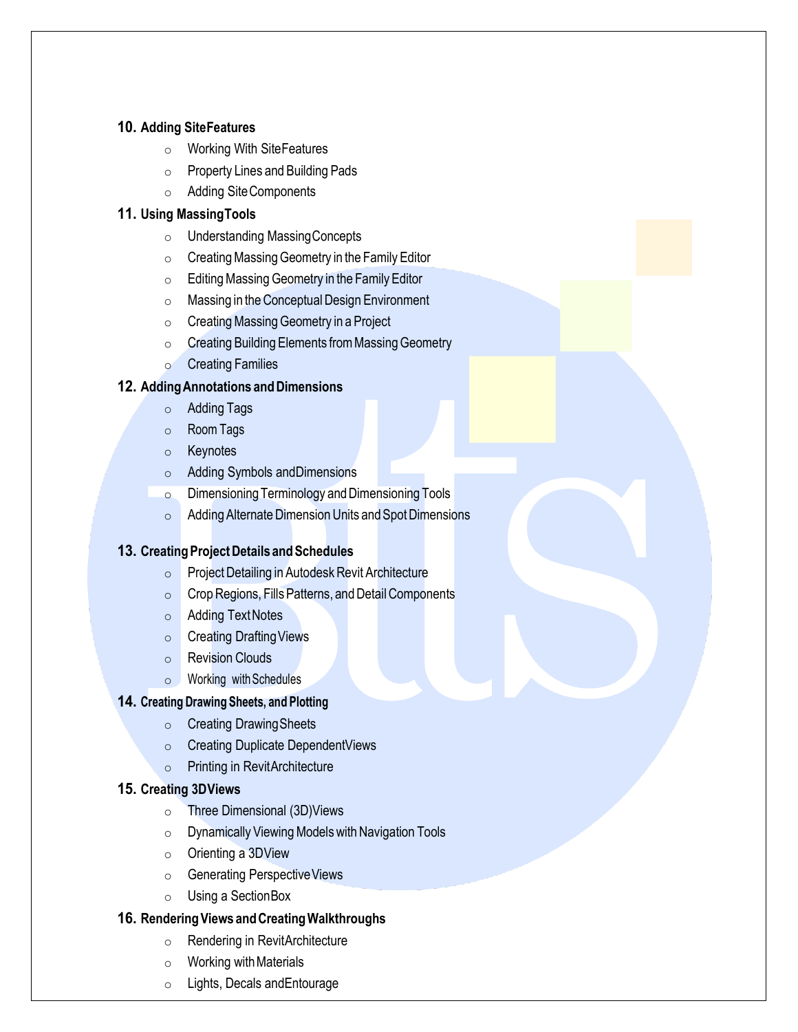**10. Adding Site Features**

- Working With Site Features
- Property Lines and Building Pads
- Adding Site Components

**11. Using Massing Tools**

- Understanding Massing Concepts
- Creating Massing Geometry in the Family Editor
- Editing Massing Geometry in the Family Editor
- Massing in the Conceptual Design Environment
- Creating Massing Geometry in a Project
- Creating Building Elements from Massing Geometry
- Creating Families

**12. Adding Annotations and Dimensions**

- Adding Tags
- Room Tags
- Keynotes
- Adding Symbols and Dimensions
- Dimensioning Terminology and Dimensioning Tools
- Adding Alternate Dimension Units and Spot Dimensions

**13. Creating Project Details and Schedules**

- Project Detailing in Autodesk Revit Architecture
- Crop Regions, Fills Patterns, and Detail Components
- Adding Text Notes
- Creating Drafting Views
- Revision Clouds
- Working with Schedules

**14. Creating Drawing Sheets, and Plotting**

- Creating Drawing Sheets
- Creating Duplicate Dependent Views
- Printing in Revit Architecture

**15. Creating 3D Views**

- Three Dimensional (3D) Views
- Dynamically Viewing Models with Navigation Tools
- Orienting a 3D View
- Generating Perspective Views
- Using a Section Box

**16. Rendering Views and Creating Walkthroughs**

- Rendering in Revit Architecture
- Working with Materials
- Lights, Decals and Entourage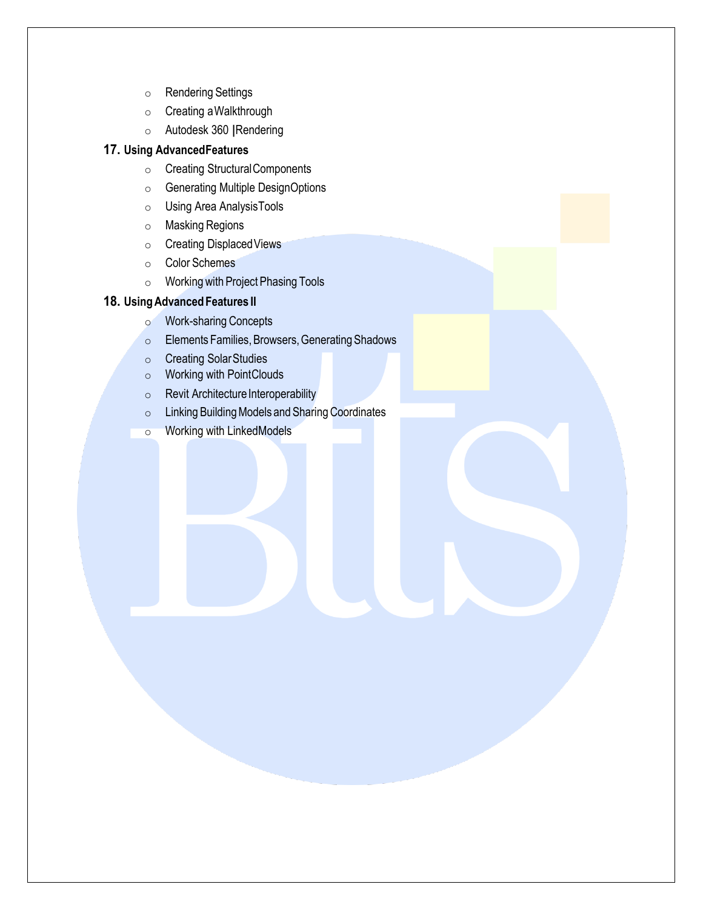- Rendering Settings
- Creating a Walkthrough
- Autodesk 360 |Rendering

**17. Using Advanced Features**

- Creating Structural Components
- Generating Multiple Design Options
- Using Area Analysis Tools
- Masking Regions
- Creating Displaced Views
- Color Schemes
- Working with Project Phasing Tools

**18. Using Advanced Features II**

- Work-sharing Concepts
- Elements Families, Browsers, Generating Shadows
- Creating Solar Studies
- Working with Point Clouds
- Revit Architecture Interoperability
- Linking Building Models and Sharing Coordinates
- Working with Linked Models